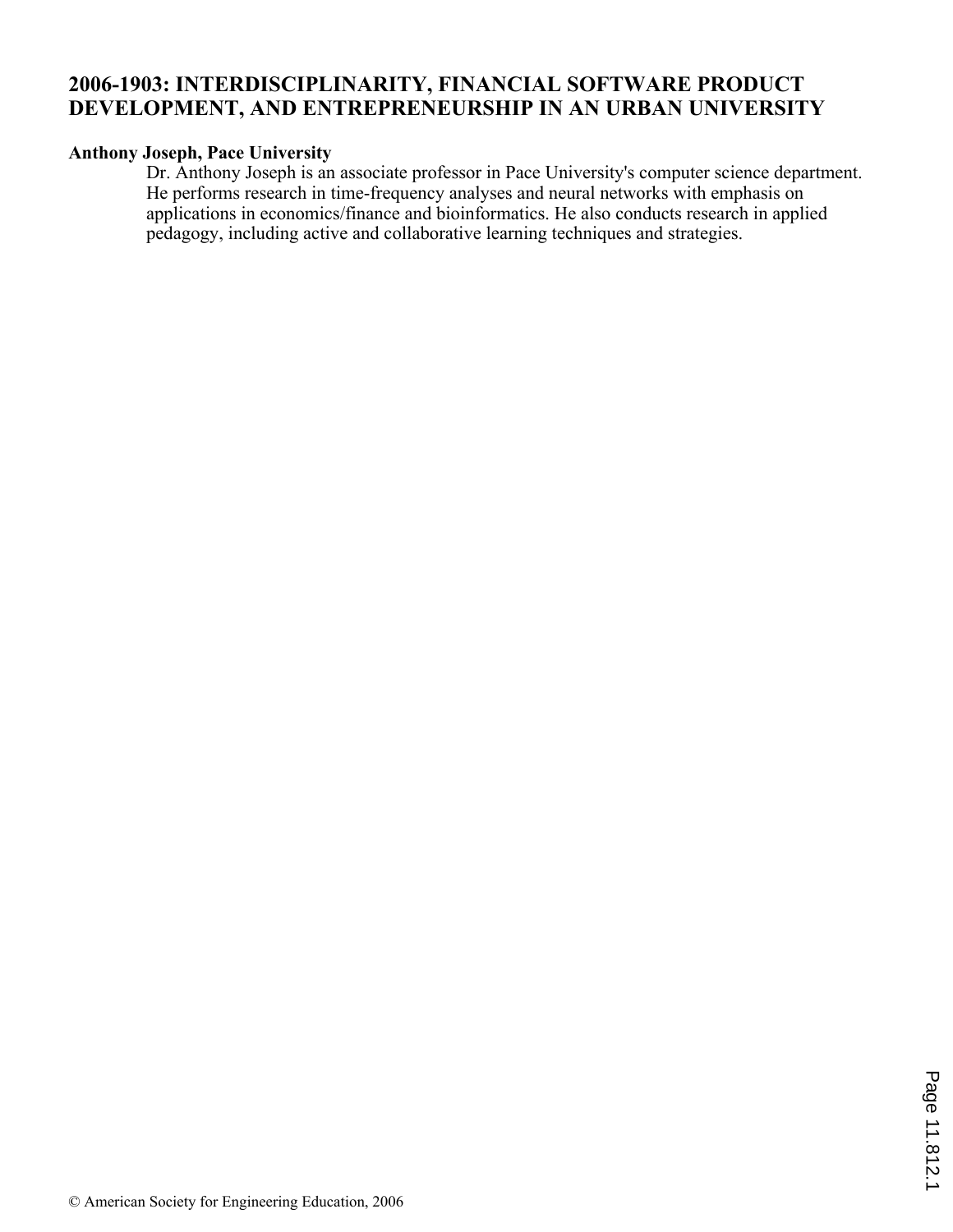# 2006-1903: INTERDISCIPLINARITY, FINANCIAL SOFTWARE PRODUCT DEVELOPMENT, AND ENTREPRENEURSHIP IN AN URBAN UNIVERSITY

**Anthony Joseph, Pace University**

Dr. Anthony Joseph is an associate professor in Pace University's computer science department. He performs research in time-frequency analyses and neural networks with emphasis on applications in economics/finance and bioinformatics. He also conducts research in applied pedagogy, including active and collaborative learning techniques and strategies.

© American Society for Engineering Education, 2006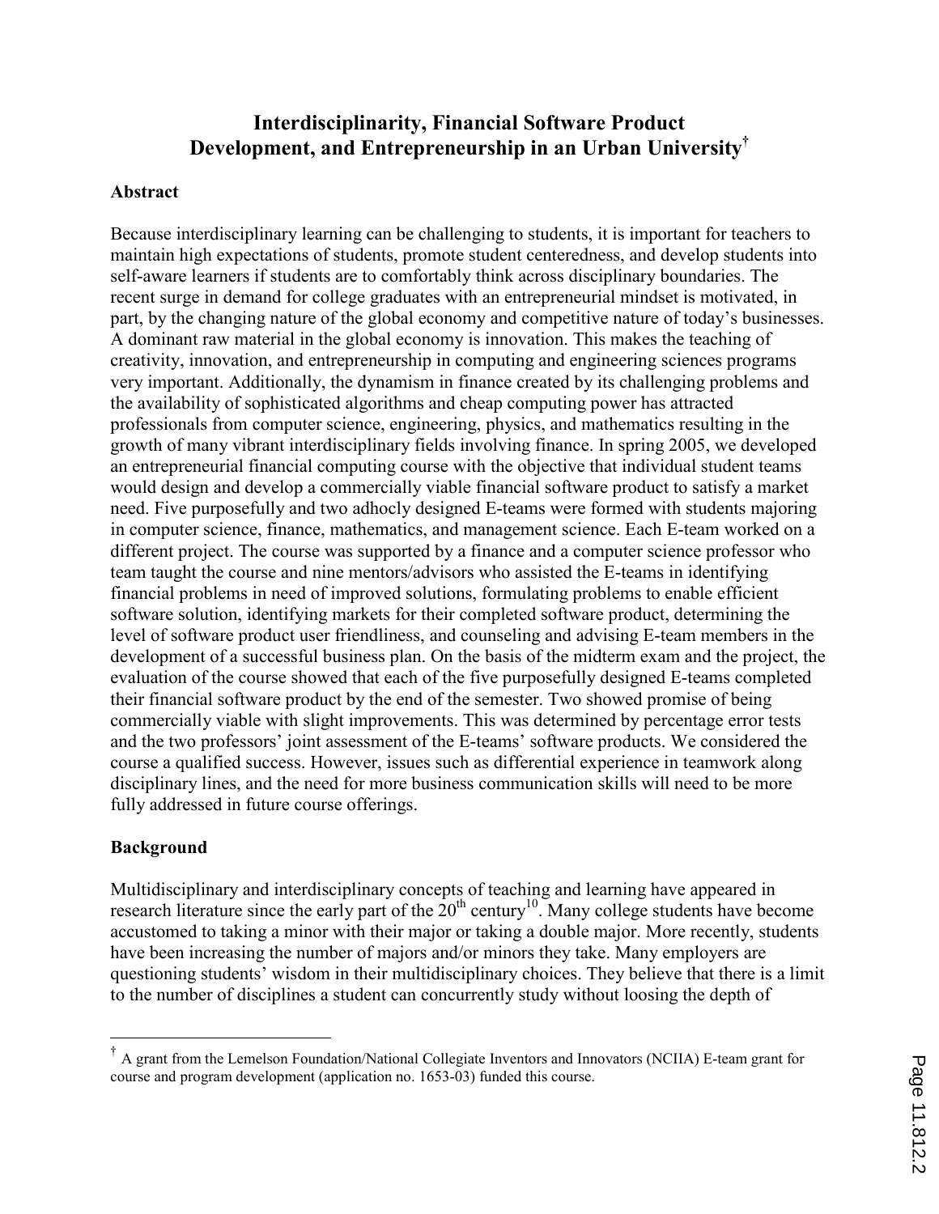# Interdisciplinarity, Financial Software Product Development, and Entrepreneurship in an Urban University[†]

## Abstract

Because interdisciplinary learning can be challenging to students, it is important for teachers to maintain high expectations of students, promote student centeredness, and develop students into self-aware learners if students are to comfortably think across disciplinary boundaries. The recent surge in demand for college graduates with an entrepreneurial mindset is motivated, in part, by the changing nature of the global economy and competitive nature of today's businesses. A dominant raw material in the global economy is innovation. This makes the teaching of creativity, innovation, and entrepreneurship in computing and engineering sciences programs very important. Additionally, the dynamism in finance created by its challenging problems and the availability of sophisticated algorithms and cheap computing power has attracted professionals from computer science, engineering, physics, and mathematics resulting in the growth of many vibrant interdisciplinary fields involving finance. In spring 2005, we developed an entrepreneurial financial computing course with the objective that individual student teams would design and develop a commercially viable financial software product to satisfy a market need. Five purposefully and two adhocly designed E-teams were formed with students majoring in computer science, finance, mathematics, and management science. Each E-team worked on a different project. The course was supported by a finance and a computer science professor who team taught the course and nine mentors/advisors who assisted the E-teams in identifying financial problems in need of improved solutions, formulating problems to enable efficient software solution, identifying markets for their completed software product, determining the level of software product user friendliness, and counseling and advising E-team members in the development of a successful business plan. On the basis of the midterm exam and the project, the evaluation of the course showed that each of the five purposefully designed E-teams completed their financial software product by the end of the semester. Two showed promise of being commercially viable with slight improvements. This was determined by percentage error tests and the two professors' joint assessment of the E-teams' software products. We considered the course a qualified success. However, issues such as differential experience in teamwork along disciplinary lines, and the need for more business communication skills will need to be more fully addressed in future course offerings.

## Background

Multidisciplinary and interdisciplinary concepts of teaching and learning have appeared in research literature since the early part of the 20th century[10]. Many college students have become accustomed to taking a minor with their major or taking a double major. More recently, students have been increasing the number of majors and/or minors they take. Many employers are questioning students' wisdom in their multidisciplinary choices. They believe that there is a limit to the number of disciplines a student can concurrently study without loosing the depth of

---

[†] A grant from the Lemelson Foundation/National Collegiate Inventors and Innovators (NCIIA) E-team grant for course and program development (application no. 1653-03) funded this course.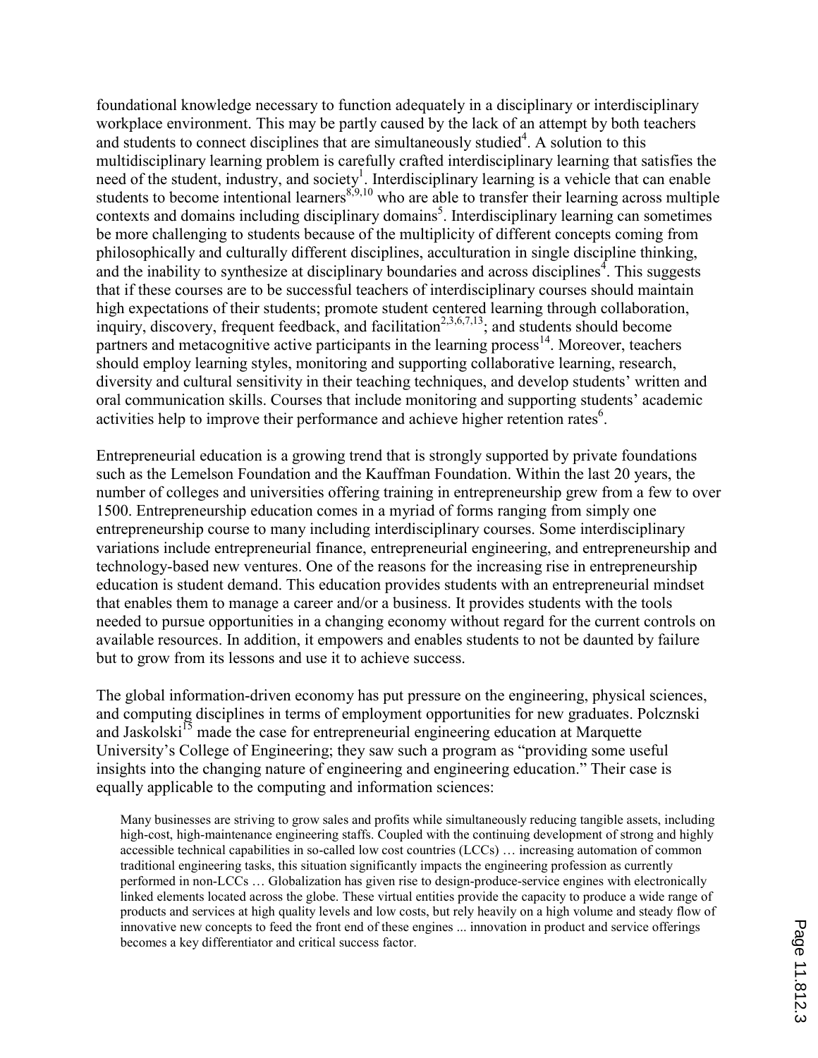foundational knowledge necessary to function adequately in a disciplinary or interdisciplinary workplace environment. This may be partly caused by the lack of an attempt by both teachers and students to connect disciplines that are simultaneously studied[4]. A solution to this multidisciplinary learning problem is carefully crafted interdisciplinary learning that satisfies the need of the student, industry, and society[1]. Interdisciplinary learning is a vehicle that can enable students to become intentional learners[8,9,10] who are able to transfer their learning across multiple contexts and domains including disciplinary domains[5]. Interdisciplinary learning can sometimes be more challenging to students because of the multiplicity of different concepts coming from philosophically and culturally different disciplines, acculturation in single discipline thinking, and the inability to synthesize at disciplinary boundaries and across disciplines[4]. This suggests that if these courses are to be successful teachers of interdisciplinary courses should maintain high expectations of their students; promote student centered learning through collaboration, inquiry, discovery, frequent feedback, and facilitation[2,3,6,7,13]; and students should become partners and metacognitive active participants in the learning process[14]. Moreover, teachers should employ learning styles, monitoring and supporting collaborative learning, research, diversity and cultural sensitivity in their teaching techniques, and develop students' written and oral communication skills. Courses that include monitoring and supporting students' academic activities help to improve their performance and achieve higher retention rates[6].

Entrepreneurial education is a growing trend that is strongly supported by private foundations such as the Lemelson Foundation and the Kauffman Foundation. Within the last 20 years, the number of colleges and universities offering training in entrepreneurship grew from a few to over 1500. Entrepreneurship education comes in a myriad of forms ranging from simply one entrepreneurship course to many including interdisciplinary courses. Some interdisciplinary variations include entrepreneurial finance, entrepreneurial engineering, and entrepreneurship and technology-based new ventures. One of the reasons for the increasing rise in entrepreneurship education is student demand. This education provides students with an entrepreneurial mindset that enables them to manage a career and/or a business. It provides students with the tools needed to pursue opportunities in a changing economy without regard for the current controls on available resources. In addition, it empowers and enables students to not be daunted by failure but to grow from its lessons and use it to achieve success.

The global information-driven economy has put pressure on the engineering, physical sciences, and computing disciplines in terms of employment opportunities for new graduates. Polcznski and Jaskolski[15] made the case for entrepreneurial engineering education at Marquette University's College of Engineering; they saw such a program as "providing some useful insights into the changing nature of engineering and engineering education." Their case is equally applicable to the computing and information sciences:

> Many businesses are striving to grow sales and profits while simultaneously reducing tangible assets, including high-cost, high-maintenance engineering staffs. Coupled with the continuing development of strong and highly accessible technical capabilities in so-called low cost countries (LCCs) … increasing automation of common traditional engineering tasks, this situation significantly impacts the engineering profession as currently performed in non-LCCs … Globalization has given rise to design-produce-service engines with electronically linked elements located across the globe. These virtual entities provide the capacity to produce a wide range of products and services at high quality levels and low costs, but rely heavily on a high volume and steady flow of innovative new concepts to feed the front end of these engines ... innovation in product and service offerings becomes a key differentiator and critical success factor.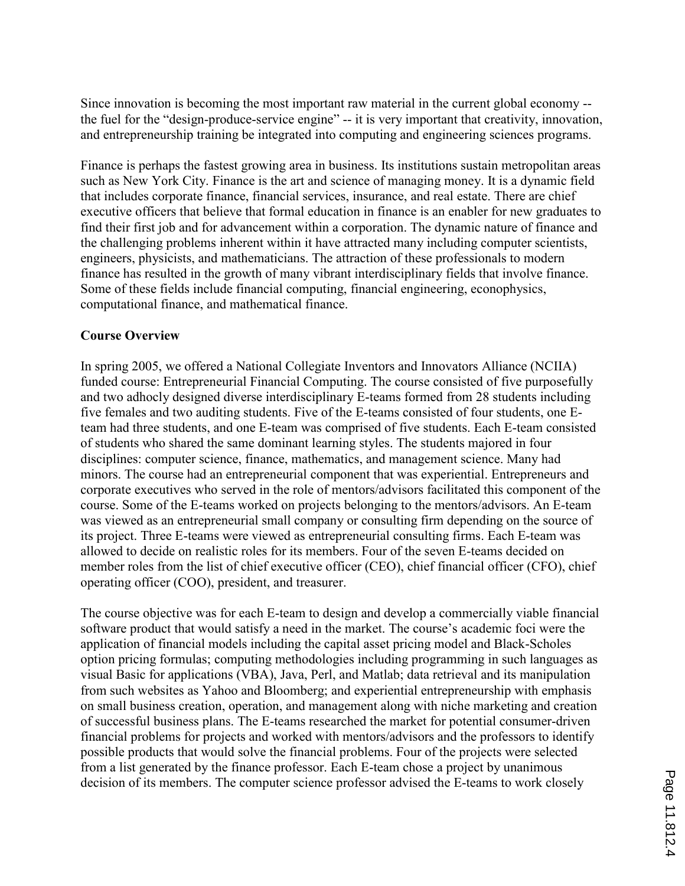Since innovation is becoming the most important raw material in the current global economy -- the fuel for the "design-produce-service engine" -- it is very important that creativity, innovation, and entrepreneurship training be integrated into computing and engineering sciences programs.

Finance is perhaps the fastest growing area in business. Its institutions sustain metropolitan areas such as New York City. Finance is the art and science of managing money. It is a dynamic field that includes corporate finance, financial services, insurance, and real estate. There are chief executive officers that believe that formal education in finance is an enabler for new graduates to find their first job and for advancement within a corporation. The dynamic nature of finance and the challenging problems inherent within it have attracted many including computer scientists, engineers, physicists, and mathematicians. The attraction of these professionals to modern finance has resulted in the growth of many vibrant interdisciplinary fields that involve finance. Some of these fields include financial computing, financial engineering, econophysics, computational finance, and mathematical finance.

**Course Overview**

In spring 2005, we offered a National Collegiate Inventors and Innovators Alliance (NCIIA) funded course: Entrepreneurial Financial Computing. The course consisted of five purposefully and two adhocly designed diverse interdisciplinary E-teams formed from 28 students including five females and two auditing students. Five of the E-teams consisted of four students, one E-team had three students, and one E-team was comprised of five students. Each E-team consisted of students who shared the same dominant learning styles. The students majored in four disciplines: computer science, finance, mathematics, and management science. Many had minors. The course had an entrepreneurial component that was experiential. Entrepreneurs and corporate executives who served in the role of mentors/advisors facilitated this component of the course. Some of the E-teams worked on projects belonging to the mentors/advisors. An E-team was viewed as an entrepreneurial small company or consulting firm depending on the source of its project. Three E-teams were viewed as entrepreneurial consulting firms. Each E-team was allowed to decide on realistic roles for its members. Four of the seven E-teams decided on member roles from the list of chief executive officer (CEO), chief financial officer (CFO), chief operating officer (COO), president, and treasurer.

The course objective was for each E-team to design and develop a commercially viable financial software product that would satisfy a need in the market. The course's academic foci were the application of financial models including the capital asset pricing model and Black-Scholes option pricing formulas; computing methodologies including programming in such languages as visual Basic for applications (VBA), Java, Perl, and Matlab; data retrieval and its manipulation from such websites as Yahoo and Bloomberg; and experiential entrepreneurship with emphasis on small business creation, operation, and management along with niche marketing and creation of successful business plans. The E-teams researched the market for potential consumer-driven financial problems for projects and worked with mentors/advisors and the professors to identify possible products that would solve the financial problems. Four of the projects were selected from a list generated by the finance professor. Each E-team chose a project by unanimous decision of its members. The computer science professor advised the E-teams to work closely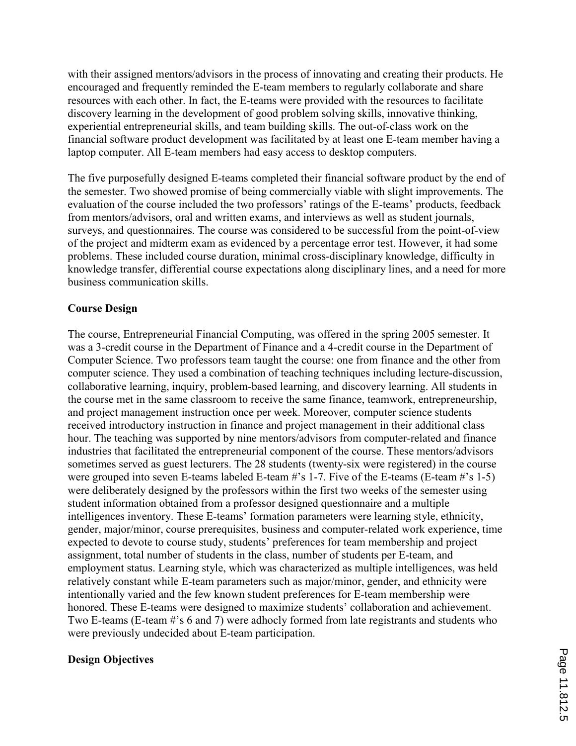with their assigned mentors/advisors in the process of innovating and creating their products. He encouraged and frequently reminded the E-team members to regularly collaborate and share resources with each other. In fact, the E-teams were provided with the resources to facilitate discovery learning in the development of good problem solving skills, innovative thinking, experiential entrepreneurial skills, and team building skills. The out-of-class work on the financial software product development was facilitated by at least one E-team member having a laptop computer. All E-team members had easy access to desktop computers.

The five purposefully designed E-teams completed their financial software product by the end of the semester. Two showed promise of being commercially viable with slight improvements. The evaluation of the course included the two professors' ratings of the E-teams' products, feedback from mentors/advisors, oral and written exams, and interviews as well as student journals, surveys, and questionnaires. The course was considered to be successful from the point-of-view of the project and midterm exam as evidenced by a percentage error test. However, it had some problems. These included course duration, minimal cross-disciplinary knowledge, difficulty in knowledge transfer, differential course expectations along disciplinary lines, and a need for more business communication skills.

## Course Design

The course, Entrepreneurial Financial Computing, was offered in the spring 2005 semester. It was a 3-credit course in the Department of Finance and a 4-credit course in the Department of Computer Science. Two professors team taught the course: one from finance and the other from computer science. They used a combination of teaching techniques including lecture-discussion, collaborative learning, inquiry, problem-based learning, and discovery learning. All students in the course met in the same classroom to receive the same finance, teamwork, entrepreneurship, and project management instruction once per week. Moreover, computer science students received introductory instruction in finance and project management in their additional class hour. The teaching was supported by nine mentors/advisors from computer-related and finance industries that facilitated the entrepreneurial component of the course. These mentors/advisors sometimes served as guest lecturers. The 28 students (twenty-six were registered) in the course were grouped into seven E-teams labeled E-team #'s 1-7. Five of the E-teams (E-team #'s 1-5) were deliberately designed by the professors within the first two weeks of the semester using student information obtained from a professor designed questionnaire and a multiple intelligences inventory. These E-teams' formation parameters were learning style, ethnicity, gender, major/minor, course prerequisites, business and computer-related work experience, time expected to devote to course study, students' preferences for team membership and project assignment, total number of students in the class, number of students per E-team, and employment status. Learning style, which was characterized as multiple intelligences, was held relatively constant while E-team parameters such as major/minor, gender, and ethnicity were intentionally varied and the few known student preferences for E-team membership were honored. These E-teams were designed to maximize students' collaboration and achievement. Two E-teams (E-team #'s 6 and 7) were adhocly formed from late registrants and students who were previously undecided about E-team participation.

## Design Objectives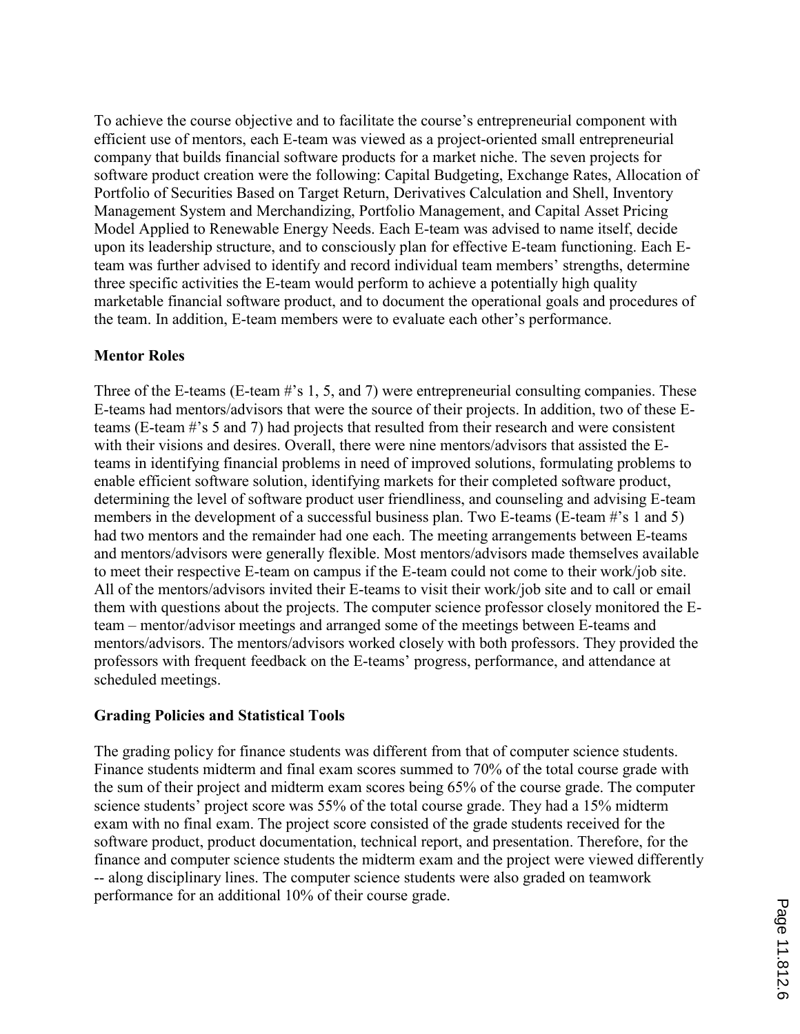To achieve the course objective and to facilitate the course's entrepreneurial component with efficient use of mentors, each E-team was viewed as a project-oriented small entrepreneurial company that builds financial software products for a market niche. The seven projects for software product creation were the following: Capital Budgeting, Exchange Rates, Allocation of Portfolio of Securities Based on Target Return, Derivatives Calculation and Shell, Inventory Management System and Merchandizing, Portfolio Management, and Capital Asset Pricing Model Applied to Renewable Energy Needs. Each E-team was advised to name itself, decide upon its leadership structure, and to consciously plan for effective E-team functioning. Each E-team was further advised to identify and record individual team members' strengths, determine three specific activities the E-team would perform to achieve a potentially high quality marketable financial software product, and to document the operational goals and procedures of the team. In addition, E-team members were to evaluate each other's performance.

### Mentor Roles

Three of the E-teams (E-team #'s 1, 5, and 7) were entrepreneurial consulting companies. These E-teams had mentors/advisors that were the source of their projects. In addition, two of these E-teams (E-team #'s 5 and 7) had projects that resulted from their research and were consistent with their visions and desires. Overall, there were nine mentors/advisors that assisted the E-teams in identifying financial problems in need of improved solutions, formulating problems to enable efficient software solution, identifying markets for their completed software product, determining the level of software product user friendliness, and counseling and advising E-team members in the development of a successful business plan. Two E-teams (E-team #'s 1 and 5) had two mentors and the remainder had one each. The meeting arrangements between E-teams and mentors/advisors were generally flexible. Most mentors/advisors made themselves available to meet their respective E-team on campus if the E-team could not come to their work/job site. All of the mentors/advisors invited their E-teams to visit their work/job site and to call or email them with questions about the projects. The computer science professor closely monitored the E-team – mentor/advisor meetings and arranged some of the meetings between E-teams and mentors/advisors. The mentors/advisors worked closely with both professors. They provided the professors with frequent feedback on the E-teams' progress, performance, and attendance at scheduled meetings.

### Grading Policies and Statistical Tools

The grading policy for finance students was different from that of computer science students. Finance students midterm and final exam scores summed to 70% of the total course grade with the sum of their project and midterm exam scores being 65% of the course grade. The computer science students' project score was 55% of the total course grade. They had a 15% midterm exam with no final exam. The project score consisted of the grade students received for the software product, product documentation, technical report, and presentation. Therefore, for the finance and computer science students the midterm exam and the project were viewed differently -- along disciplinary lines. The computer science students were also graded on teamwork performance for an additional 10% of their course grade.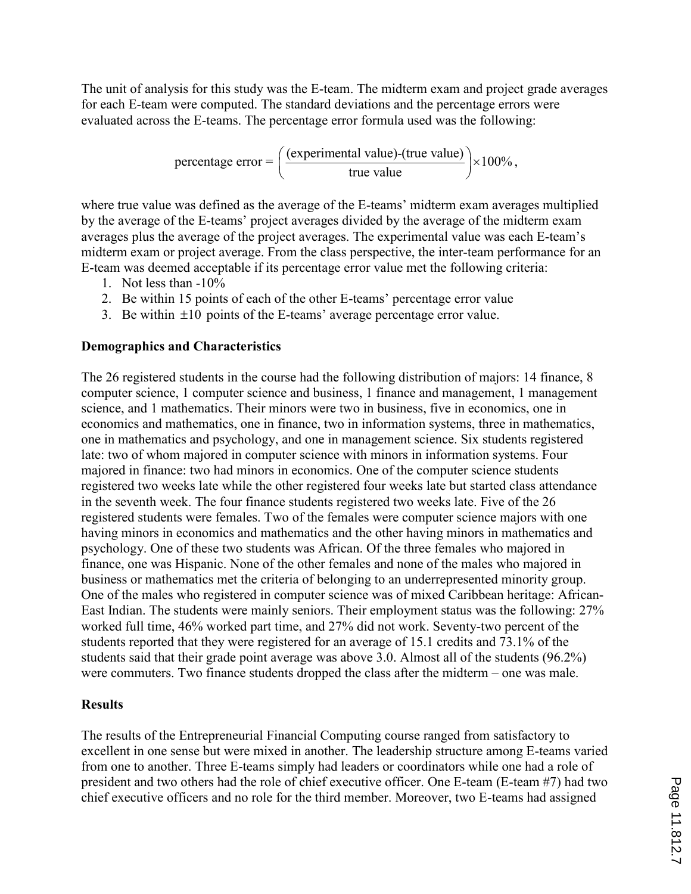The unit of analysis for this study was the E-team. The midterm exam and project grade averages for each E-team were computed. The standard deviations and the percentage errors were evaluated across the E-teams. The percentage error formula used was the following:

$$\text{percentage error} = \left(\frac{\text{(experimental value)-(true value)}}{\text{true value}}\right) \times 100\%,$$

where true value was defined as the average of the E-teams' midterm exam averages multiplied by the average of the E-teams' project averages divided by the average of the midterm exam averages plus the average of the project averages. The experimental value was each E-team's midterm exam or project average. From the class perspective, the inter-team performance for an E-team was deemed acceptable if its percentage error value met the following criteria:

1. Not less than -10%
2. Be within 15 points of each of the other E-teams' percentage error value
3. Be within $\pm 10$ points of the E-teams' average percentage error value.

**Demographics and Characteristics**

The 26 registered students in the course had the following distribution of majors: 14 finance, 8 computer science, 1 computer science and business, 1 finance and management, 1 management science, and 1 mathematics. Their minors were two in business, five in economics, one in economics and mathematics, one in finance, two in information systems, three in mathematics, one in mathematics and psychology, and one in management science. Six students registered late: two of whom majored in computer science with minors in information systems. Four majored in finance: two had minors in economics. One of the computer science students registered two weeks late while the other registered four weeks late but started class attendance in the seventh week. The four finance students registered two weeks late. Five of the 26 registered students were females. Two of the females were computer science majors with one having minors in economics and mathematics and the other having minors in mathematics and psychology. One of these two students was African. Of the three females who majored in finance, one was Hispanic. None of the other females and none of the males who majored in business or mathematics met the criteria of belonging to an underrepresented minority group. One of the males who registered in computer science was of mixed Caribbean heritage: African-East Indian. The students were mainly seniors. Their employment status was the following: 27% worked full time, 46% worked part time, and 27% did not work. Seventy-two percent of the students reported that they were registered for an average of 15.1 credits and 73.1% of the students said that their grade point average was above 3.0. Almost all of the students (96.2%) were commuters. Two finance students dropped the class after the midterm – one was male.

**Results**

The results of the Entrepreneurial Financial Computing course ranged from satisfactory to excellent in one sense but were mixed in another. The leadership structure among E-teams varied from one to another. Three E-teams simply had leaders or coordinators while one had a role of president and two others had the role of chief executive officer. One E-team (E-team #7) had two chief executive officers and no role for the third member. Moreover, two E-teams had assigned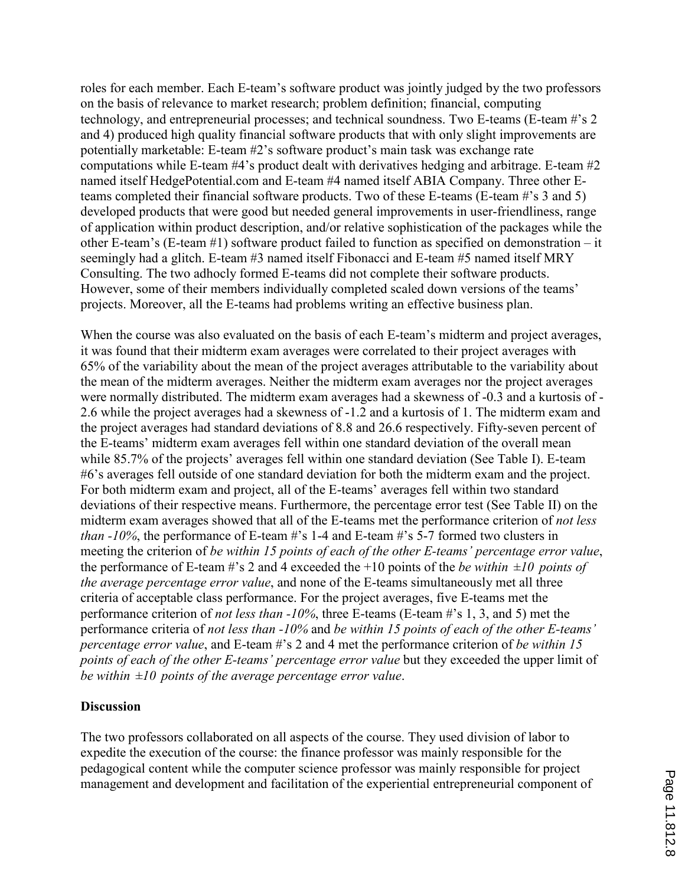roles for each member. Each E-team's software product was jointly judged by the two professors on the basis of relevance to market research; problem definition; financial, computing technology, and entrepreneurial processes; and technical soundness. Two E-teams (E-team #'s 2 and 4) produced high quality financial software products that with only slight improvements are potentially marketable: E-team #2's software product's main task was exchange rate computations while E-team #4's product dealt with derivatives hedging and arbitrage. E-team #2 named itself HedgePotential.com and E-team #4 named itself ABIA Company. Three other E-teams completed their financial software products. Two of these E-teams (E-team #'s 3 and 5) developed products that were good but needed general improvements in user-friendliness, range of application within product description, and/or relative sophistication of the packages while the other E-team's (E-team #1) software product failed to function as specified on demonstration – it seemingly had a glitch. E-team #3 named itself Fibonacci and E-team #5 named itself MRY Consulting. The two adhocly formed E-teams did not complete their software products. However, some of their members individually completed scaled down versions of the teams' projects. Moreover, all the E-teams had problems writing an effective business plan.

When the course was also evaluated on the basis of each E-team's midterm and project averages, it was found that their midterm exam averages were correlated to their project averages with 65% of the variability about the mean of the project averages attributable to the variability about the mean of the midterm averages. Neither the midterm exam averages nor the project averages were normally distributed. The midterm exam averages had a skewness of -0.3 and a kurtosis of -2.6 while the project averages had a skewness of -1.2 and a kurtosis of 1. The midterm exam and the project averages had standard deviations of 8.8 and 26.6 respectively. Fifty-seven percent of the E-teams' midterm exam averages fell within one standard deviation of the overall mean while 85.7% of the projects' averages fell within one standard deviation (See Table I). E-team #6's averages fell outside of one standard deviation for both the midterm exam and the project. For both midterm exam and project, all of the E-teams' averages fell within two standard deviations of their respective means. Furthermore, the percentage error test (See Table II) on the midterm exam averages showed that all of the E-teams met the performance criterion of *not less than -10%*, the performance of E-team #'s 1-4 and E-team #'s 5-7 formed two clusters in meeting the criterion of *be within 15 points of each of the other E-teams' percentage error value*, the performance of E-team #'s 2 and 4 exceeded the +10 points of the *be within ±10 points of the average percentage error value*, and none of the E-teams simultaneously met all three criteria of acceptable class performance. For the project averages, five E-teams met the performance criterion of *not less than -10%*, three E-teams (E-team #'s 1, 3, and 5) met the performance criteria of *not less than -10%* and *be within 15 points of each of the other E-teams' percentage error value*, and E-team #'s 2 and 4 met the performance criterion of *be within 15 points of each of the other E-teams' percentage error value* but they exceeded the upper limit of *be within ±10 points of the average percentage error value*.

**Discussion**

The two professors collaborated on all aspects of the course. They used division of labor to expedite the execution of the course: the finance professor was mainly responsible for the pedagogical content while the computer science professor was mainly responsible for project management and development and facilitation of the experiential entrepreneurial component of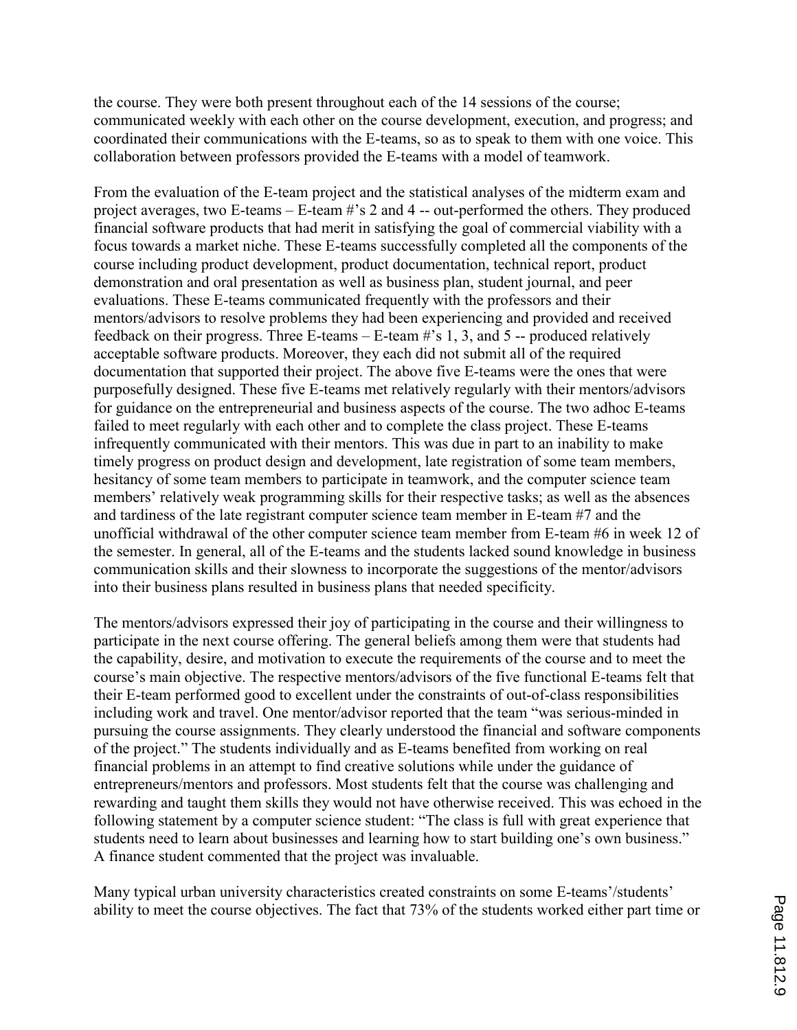the course. They were both present throughout each of the 14 sessions of the course; communicated weekly with each other on the course development, execution, and progress; and coordinated their communications with the E-teams, so as to speak to them with one voice. This collaboration between professors provided the E-teams with a model of teamwork.

From the evaluation of the E-team project and the statistical analyses of the midterm exam and project averages, two E-teams – E-team #'s 2 and 4 -- out-performed the others. They produced financial software products that had merit in satisfying the goal of commercial viability with a focus towards a market niche. These E-teams successfully completed all the components of the course including product development, product documentation, technical report, product demonstration and oral presentation as well as business plan, student journal, and peer evaluations. These E-teams communicated frequently with the professors and their mentors/advisors to resolve problems they had been experiencing and provided and received feedback on their progress. Three E-teams – E-team #'s 1, 3, and 5 -- produced relatively acceptable software products. Moreover, they each did not submit all of the required documentation that supported their project. The above five E-teams were the ones that were purposefully designed. These five E-teams met relatively regularly with their mentors/advisors for guidance on the entrepreneurial and business aspects of the course. The two adhoc E-teams failed to meet regularly with each other and to complete the class project. These E-teams infrequently communicated with their mentors. This was due in part to an inability to make timely progress on product design and development, late registration of some team members, hesitancy of some team members to participate in teamwork, and the computer science team members' relatively weak programming skills for their respective tasks; as well as the absences and tardiness of the late registrant computer science team member in E-team #7 and the unofficial withdrawal of the other computer science team member from E-team #6 in week 12 of the semester. In general, all of the E-teams and the students lacked sound knowledge in business communication skills and their slowness to incorporate the suggestions of the mentor/advisors into their business plans resulted in business plans that needed specificity.

The mentors/advisors expressed their joy of participating in the course and their willingness to participate in the next course offering. The general beliefs among them were that students had the capability, desire, and motivation to execute the requirements of the course and to meet the course's main objective. The respective mentors/advisors of the five functional E-teams felt that their E-team performed good to excellent under the constraints of out-of-class responsibilities including work and travel. One mentor/advisor reported that the team "was serious-minded in pursuing the course assignments. They clearly understood the financial and software components of the project." The students individually and as E-teams benefited from working on real financial problems in an attempt to find creative solutions while under the guidance of entrepreneurs/mentors and professors. Most students felt that the course was challenging and rewarding and taught them skills they would not have otherwise received. This was echoed in the following statement by a computer science student: "The class is full with great experience that students need to learn about businesses and learning how to start building one's own business." A finance student commented that the project was invaluable.

Many typical urban university characteristics created constraints on some E-teams'/students' ability to meet the course objectives. The fact that 73% of the students worked either part time or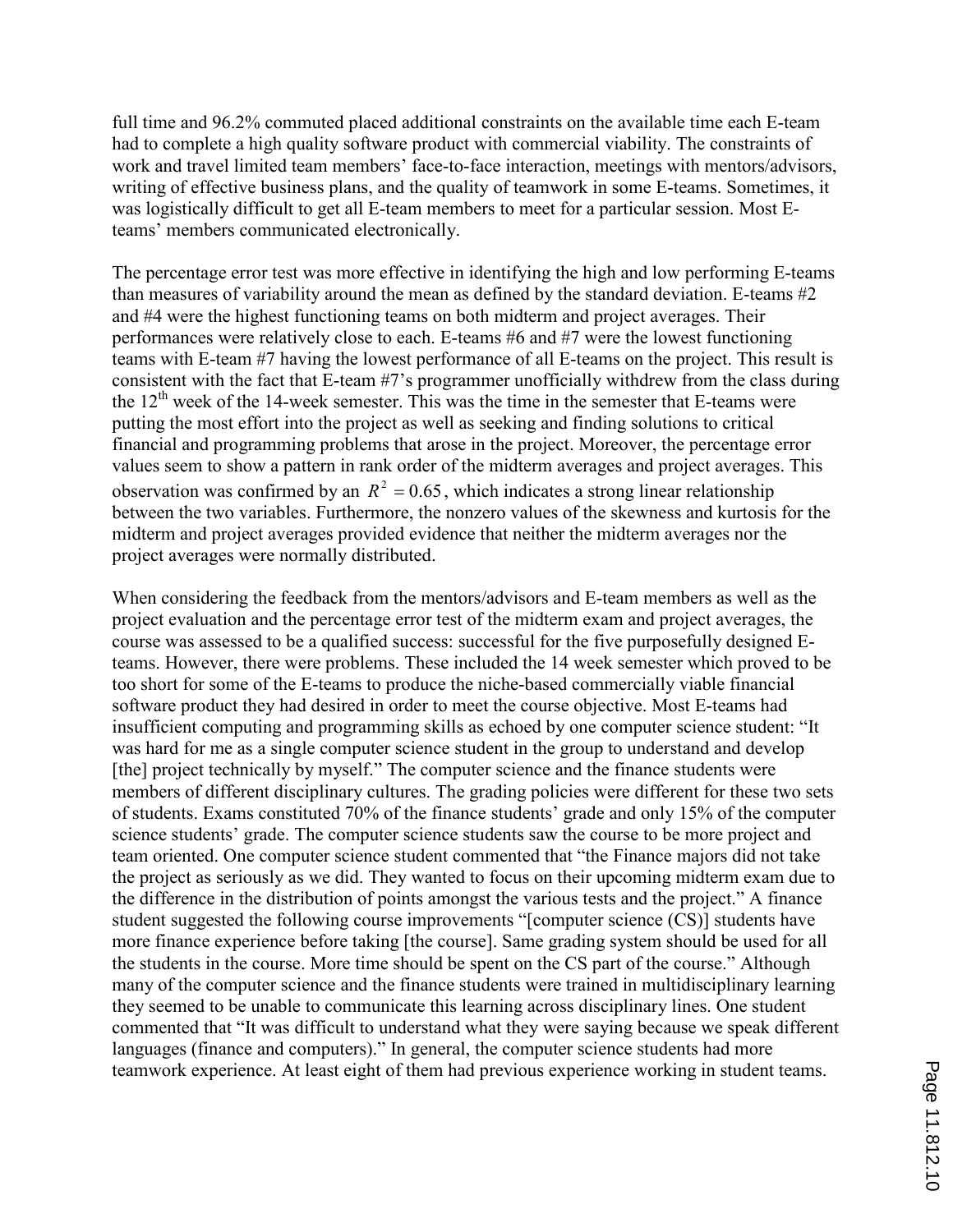full time and 96.2% commuted placed additional constraints on the available time each E-team had to complete a high quality software product with commercial viability. The constraints of work and travel limited team members' face-to-face interaction, meetings with mentors/advisors, writing of effective business plans, and the quality of teamwork in some E-teams. Sometimes, it was logistically difficult to get all E-team members to meet for a particular session. Most E-teams' members communicated electronically.

The percentage error test was more effective in identifying the high and low performing E-teams than measures of variability around the mean as defined by the standard deviation. E-teams #2 and #4 were the highest functioning teams on both midterm and project averages. Their performances were relatively close to each. E-teams #6 and #7 were the lowest functioning teams with E-team #7 having the lowest performance of all E-teams on the project. This result is consistent with the fact that E-team #7's programmer unofficially withdrew from the class during the 12th week of the 14-week semester. This was the time in the semester that E-teams were putting the most effort into the project as well as seeking and finding solutions to critical financial and programming problems that arose in the project. Moreover, the percentage error values seem to show a pattern in rank order of the midterm averages and project averages. This observation was confirmed by an $R^2 = 0.65$, which indicates a strong linear relationship between the two variables. Furthermore, the nonzero values of the skewness and kurtosis for the midterm and project averages provided evidence that neither the midterm averages nor the project averages were normally distributed.

When considering the feedback from the mentors/advisors and E-team members as well as the project evaluation and the percentage error test of the midterm exam and project averages, the course was assessed to be a qualified success: successful for the five purposefully designed E-teams. However, there were problems. These included the 14 week semester which proved to be too short for some of the E-teams to produce the niche-based commercially viable financial software product they had desired in order to meet the course objective. Most E-teams had insufficient computing and programming skills as echoed by one computer science student: "It was hard for me as a single computer science student in the group to understand and develop [the] project technically by myself." The computer science and the finance students were members of different disciplinary cultures. The grading policies were different for these two sets of students. Exams constituted 70% of the finance students' grade and only 15% of the computer science students' grade. The computer science students saw the course to be more project and team oriented. One computer science student commented that "the Finance majors did not take the project as seriously as we did. They wanted to focus on their upcoming midterm exam due to the difference in the distribution of points amongst the various tests and the project." A finance student suggested the following course improvements "[computer science (CS)] students have more finance experience before taking [the course]. Same grading system should be used for all the students in the course. More time should be spent on the CS part of the course." Although many of the computer science and the finance students were trained in multidisciplinary learning they seemed to be unable to communicate this learning across disciplinary lines. One student commented that "It was difficult to understand what they were saying because we speak different languages (finance and computers)." In general, the computer science students had more teamwork experience. At least eight of them had previous experience working in student teams.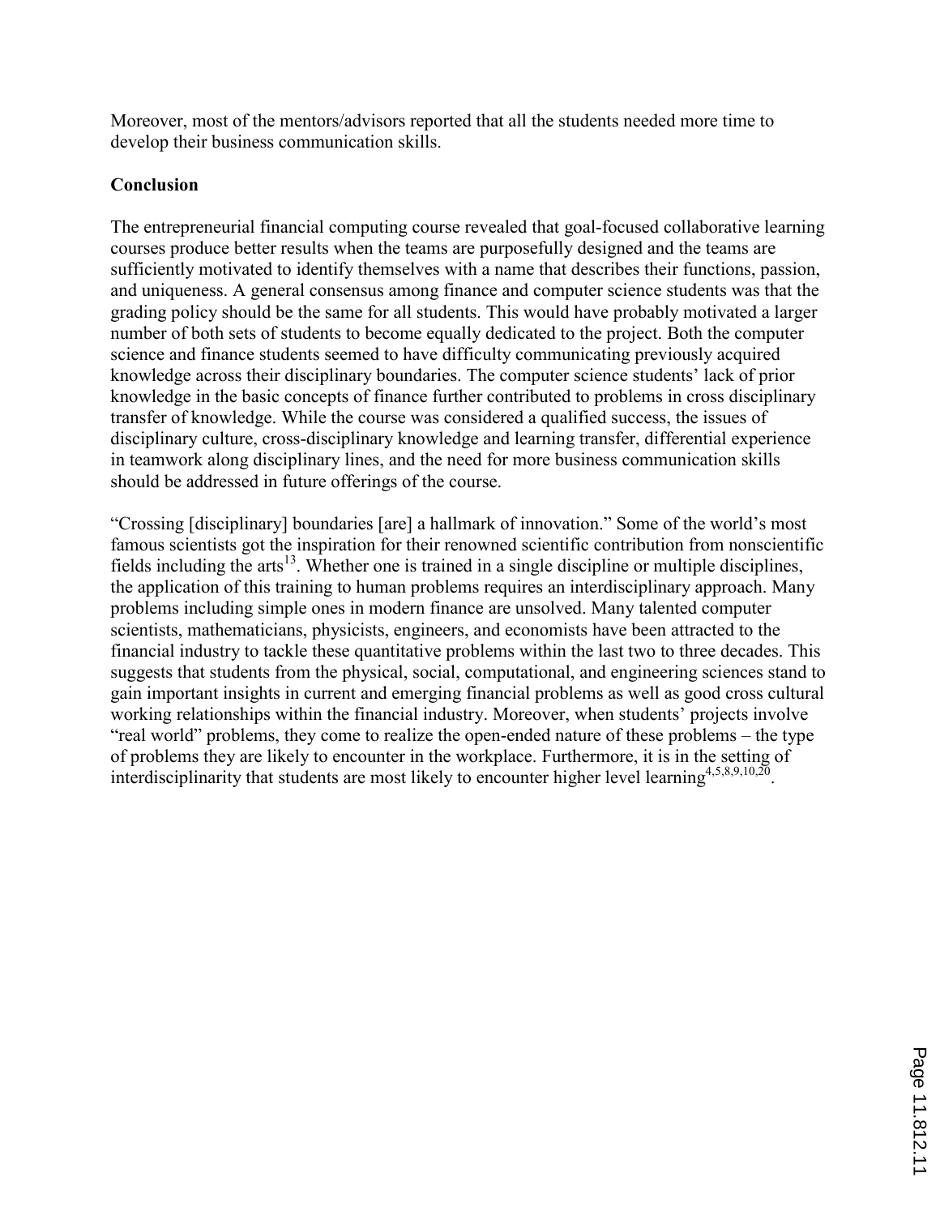Moreover, most of the mentors/advisors reported that all the students needed more time to develop their business communication skills.

## Conclusion

The entrepreneurial financial computing course revealed that goal-focused collaborative learning courses produce better results when the teams are purposefully designed and the teams are sufficiently motivated to identify themselves with a name that describes their functions, passion, and uniqueness. A general consensus among finance and computer science students was that the grading policy should be the same for all students. This would have probably motivated a larger number of both sets of students to become equally dedicated to the project. Both the computer science and finance students seemed to have difficulty communicating previously acquired knowledge across their disciplinary boundaries. The computer science students' lack of prior knowledge in the basic concepts of finance further contributed to problems in cross disciplinary transfer of knowledge. While the course was considered a qualified success, the issues of disciplinary culture, cross-disciplinary knowledge and learning transfer, differential experience in teamwork along disciplinary lines, and the need for more business communication skills should be addressed in future offerings of the course.

"Crossing [disciplinary] boundaries [are] a hallmark of innovation." Some of the world's most famous scientists got the inspiration for their renowned scientific contribution from nonscientific fields including the arts[13]. Whether one is trained in a single discipline or multiple disciplines, the application of this training to human problems requires an interdisciplinary approach. Many problems including simple ones in modern finance are unsolved. Many talented computer scientists, mathematicians, physicists, engineers, and economists have been attracted to the financial industry to tackle these quantitative problems within the last two to three decades. This suggests that students from the physical, social, computational, and engineering sciences stand to gain important insights in current and emerging financial problems as well as good cross cultural working relationships within the financial industry. Moreover, when students' projects involve "real world" problems, they come to realize the open-ended nature of these problems – the type of problems they are likely to encounter in the workplace. Furthermore, it is in the setting of interdisciplinarity that students are most likely to encounter higher level learning[4,5,8,9,10,20].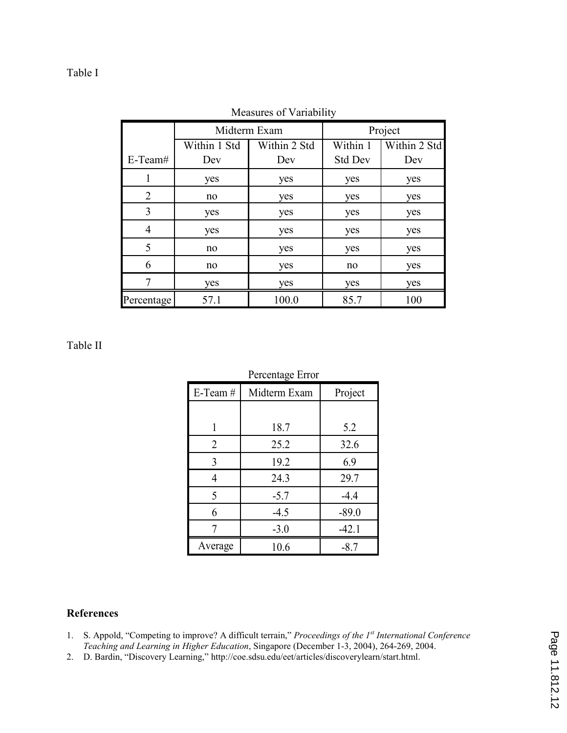Table I

Measures of Variability

| E-Team# | Midterm Exam | | Project | |
|---|---|---|---|---|
| | Within 1 Std Dev | Within 2 Std Dev | Within 1 Std Dev | Within 2 Std Dev |
| 1 | yes | yes | yes | yes |
| 2 | no | yes | yes | yes |
| 3 | yes | yes | yes | yes |
| 4 | yes | yes | yes | yes |
| 5 | no | yes | yes | yes |
| 6 | no | yes | no | yes |
| 7 | yes | yes | yes | yes |
| Percentage | 57.1 | 100.0 | 85.7 | 100 |

Table II

Percentage Error

| E-Team # | Midterm Exam | Project |
|---|---|---|
| 1 | 18.7 | 5.2 |
| 2 | 25.2 | 32.6 |
| 3 | 19.2 | 6.9 |
| 4 | 24.3 | 29.7 |
| 5 | -5.7 | -4.4 |
| 6 | -4.5 | -89.0 |
| 7 | -3.0 | -42.1 |
| Average | 10.6 | -8.7 |

## References

1. S. Appold, "Competing to improve? A difficult terrain," *Proceedings of the 1st International Conference Teaching and Learning in Higher Education*, Singapore (December 1-3, 2004), 264-269, 2004.
2. D. Bardin, "Discovery Learning," http://coe.sdsu.edu/eet/articles/discoverylearn/start.html.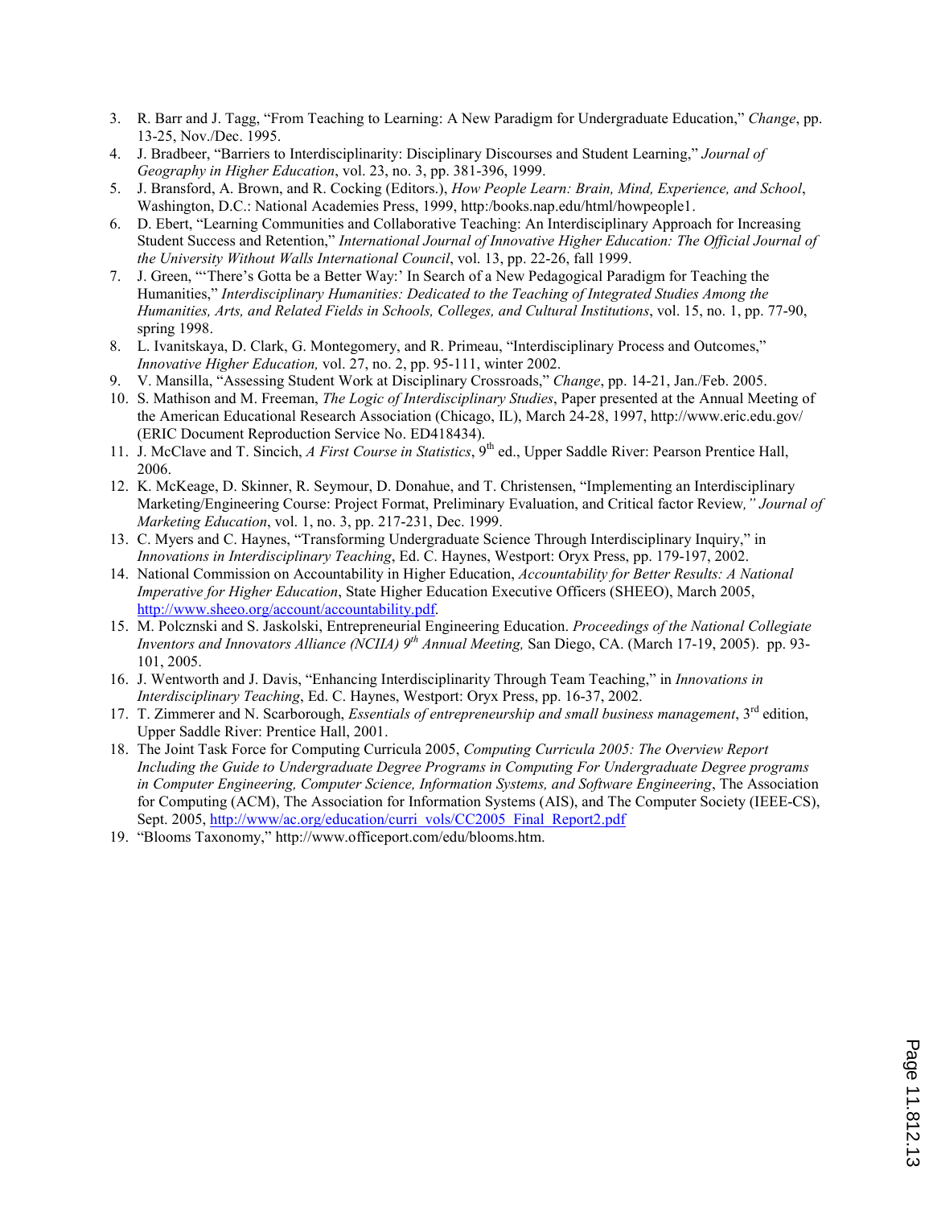3. R. Barr and J. Tagg, "From Teaching to Learning: A New Paradigm for Undergraduate Education," *Change*, pp. 13-25, Nov./Dec. 1995.
4. J. Bradbeer, "Barriers to Interdisciplinarity: Disciplinary Discourses and Student Learning," *Journal of Geography in Higher Education*, vol. 23, no. 3, pp. 381-396, 1999.
5. J. Bransford, A. Brown, and R. Cocking (Editors.), *How People Learn: Brain, Mind, Experience, and School*, Washington, D.C.: National Academies Press, 1999, http:/books.nap.edu/html/howpeople1.
6. D. Ebert, "Learning Communities and Collaborative Teaching: An Interdisciplinary Approach for Increasing Student Success and Retention," *International Journal of Innovative Higher Education: The Official Journal of the University Without Walls International Council*, vol. 13, pp. 22-26, fall 1999.
7. J. Green, "'There's Gotta be a Better Way:' In Search of a New Pedagogical Paradigm for Teaching the Humanities," *Interdisciplinary Humanities: Dedicated to the Teaching of Integrated Studies Among the Humanities, Arts, and Related Fields in Schools, Colleges, and Cultural Institutions*, vol. 15, no. 1, pp. 77-90, spring 1998.
8. L. Ivanitskaya, D. Clark, G. Montegomery, and R. Primeau, "Interdisciplinary Process and Outcomes," *Innovative Higher Education,* vol. 27, no. 2, pp. 95-111, winter 2002.
9. V. Mansilla, "Assessing Student Work at Disciplinary Crossroads," *Change*, pp. 14-21, Jan./Feb. 2005.
10. S. Mathison and M. Freeman, *The Logic of Interdisciplinary Studies*, Paper presented at the Annual Meeting of the American Educational Research Association (Chicago, IL), March 24-28, 1997, http://www.eric.edu.gov/ (ERIC Document Reproduction Service No. ED418434).
11. J. McClave and T. Sincich, *A First Course in Statistics*, 9th ed., Upper Saddle River: Pearson Prentice Hall, 2006.
12. K. McKeage, D. Skinner, R. Seymour, D. Donahue, and T. Christensen, "Implementing an Interdisciplinary Marketing/Engineering Course: Project Format, Preliminary Evaluation, and Critical factor Review*," Journal of Marketing Education*, vol. 1, no. 3, pp. 217-231, Dec. 1999.
13. C. Myers and C. Haynes, "Transforming Undergraduate Science Through Interdisciplinary Inquiry," in *Innovations in Interdisciplinary Teaching*, Ed. C. Haynes, Westport: Oryx Press, pp. 179-197, 2002.
14. National Commission on Accountability in Higher Education, *Accountability for Better Results: A National Imperative for Higher Education*, State Higher Education Executive Officers (SHEEO), March 2005, http://www.sheeo.org/account/accountability.pdf.
15. M. Polcznski and S. Jaskolski, Entrepreneurial Engineering Education. *Proceedings of the National Collegiate Inventors and Innovators Alliance (NCIIA) 9th Annual Meeting,* San Diego, CA. (March 17-19, 2005). pp. 93-101, 2005.
16. J. Wentworth and J. Davis, "Enhancing Interdisciplinarity Through Team Teaching," in *Innovations in Interdisciplinary Teaching*, Ed. C. Haynes, Westport: Oryx Press, pp. 16-37, 2002.
17. T. Zimmerer and N. Scarborough, *Essentials of entrepreneurship and small business management*, 3rd edition, Upper Saddle River: Prentice Hall, 2001.
18. The Joint Task Force for Computing Curricula 2005, *Computing Curricula 2005: The Overview Report Including the Guide to Undergraduate Degree Programs in Computing For Undergraduate Degree programs in Computer Engineering, Computer Science, Information Systems, and Software Engineering*, The Association for Computing (ACM), The Association for Information Systems (AIS), and The Computer Society (IEEE-CS), Sept. 2005, http://www/ac.org/education/curri_vols/CC2005_Final_Report2.pdf
19. "Blooms Taxonomy," http://www.officeport.com/edu/blooms.htm.